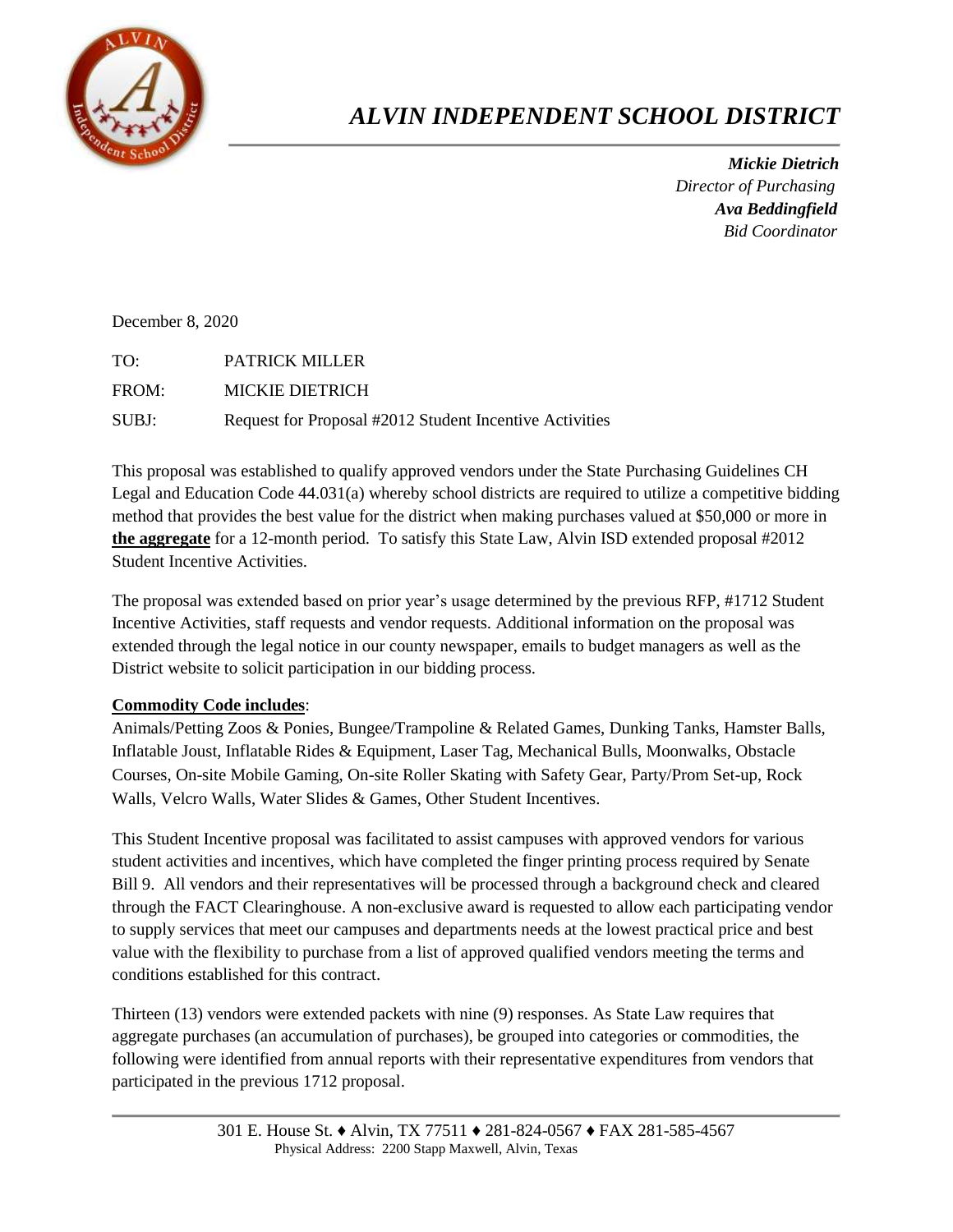# *ALVIN INDEPENDENT SCHOOL DISTRICT*

***Mickie Dietrich***
*Director of Purchasing*
***Ava Beddingfield***
*Bid Coordinator*

December 8, 2020

TO: PATRICK MILLER

FROM: MICKIE DIETRICH

SUBJ: Request for Proposal #2012 Student Incentive Activities

This proposal was established to qualify approved vendors under the State Purchasing Guidelines CH Legal and Education Code 44.031(a) whereby school districts are required to utilize a competitive bidding method that provides the best value for the district when making purchases valued at $50,000 or more in <u>**the aggregate**</u> for a 12-month period. To satisfy this State Law, Alvin ISD extended proposal #2012 Student Incentive Activities.

The proposal was extended based on prior year's usage determined by the previous RFP, #1712 Student Incentive Activities, staff requests and vendor requests. Additional information on the proposal was extended through the legal notice in our county newspaper, emails to budget managers as well as the District website to solicit participation in our bidding process.

<u>**Commodity Code includes**</u>:
Animals/Petting Zoos & Ponies, Bungee/Trampoline & Related Games, Dunking Tanks, Hamster Balls, Inflatable Joust, Inflatable Rides & Equipment, Laser Tag, Mechanical Bulls, Moonwalks, Obstacle Courses, On-site Mobile Gaming, On-site Roller Skating with Safety Gear, Party/Prom Set-up, Rock Walls, Velcro Walls, Water Slides & Games, Other Student Incentives.

This Student Incentive proposal was facilitated to assist campuses with approved vendors for various student activities and incentives, which have completed the finger printing process required by Senate Bill 9. All vendors and their representatives will be processed through a background check and cleared through the FACT Clearinghouse. A non-exclusive award is requested to allow each participating vendor to supply services that meet our campuses and departments needs at the lowest practical price and best value with the flexibility to purchase from a list of approved qualified vendors meeting the terms and conditions established for this contract.

Thirteen (13) vendors were extended packets with nine (9) responses. As State Law requires that aggregate purchases (an accumulation of purchases), be grouped into categories or commodities, the following were identified from annual reports with their representative expenditures from vendors that participated in the previous 1712 proposal.

301 E. House St. ♦ Alvin, TX 77511 ♦ 281-824-0567 ♦ FAX 281-585-4567
Physical Address: 2200 Stapp Maxwell, Alvin, Texas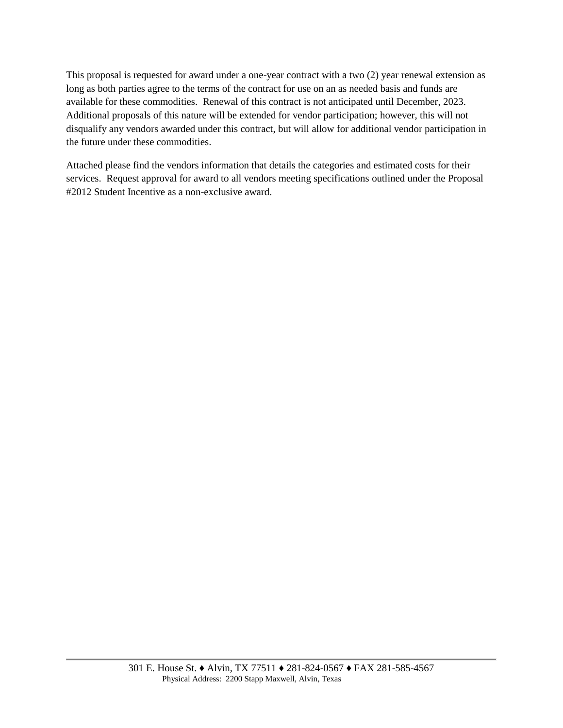This proposal is requested for award under a one-year contract with a two (2) year renewal extension as long as both parties agree to the terms of the contract for use on an as needed basis and funds are available for these commodities. Renewal of this contract is not anticipated until December, 2023. Additional proposals of this nature will be extended for vendor participation; however, this will not disqualify any vendors awarded under this contract, but will allow for additional vendor participation in the future under these commodities.

Attached please find the vendors information that details the categories and estimated costs for their services. Request approval for award to all vendors meeting specifications outlined under the Proposal #2012 Student Incentive as a non-exclusive award.